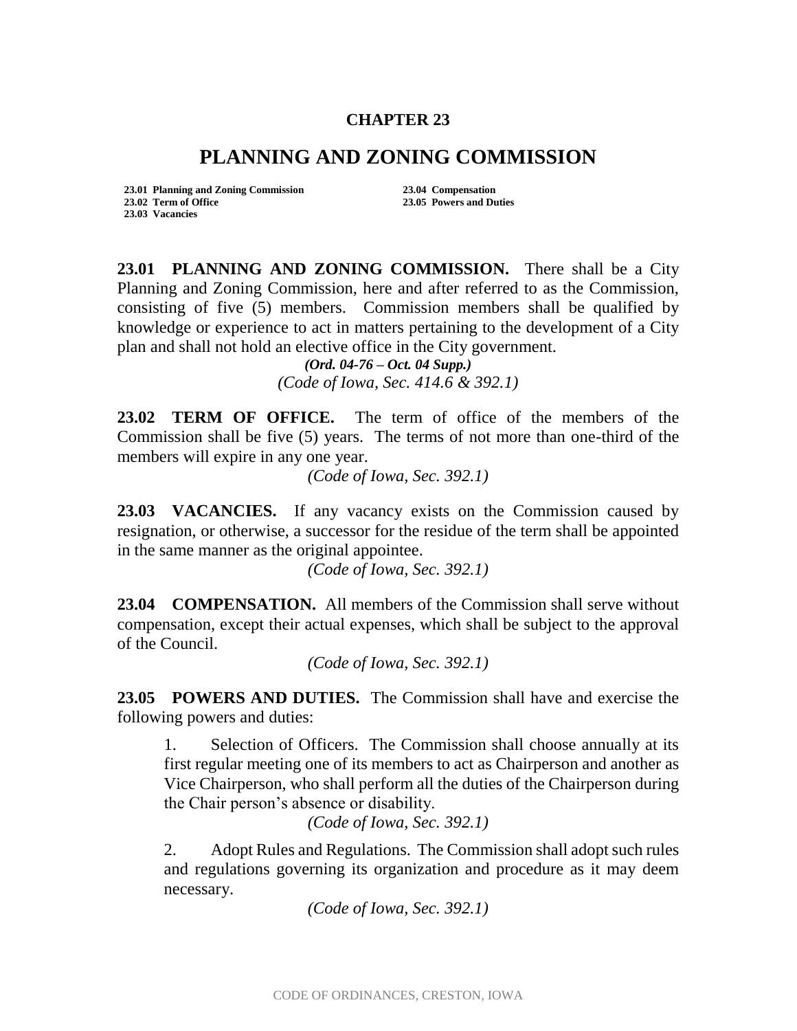**CHAPTER 23**

# PLANNING AND ZONING COMMISSION

| | |
|---|---|
| **23.01 Planning and Zoning Commission** | **23.04 Compensation** |
| **23.02 Term of Office** | **23.05 Powers and Duties** |
| **23.03 Vacancies** | |

**23.01 PLANNING AND ZONING COMMISSION.** There shall be a City Planning and Zoning Commission, here and after referred to as the Commission, consisting of five (5) members. Commission members shall be qualified by knowledge or experience to act in matters pertaining to the development of a City plan and shall not hold an elective office in the City government.

***(Ord. 04-76 – Oct. 04 Supp.)***
*(Code of Iowa, Sec. 414.6 & 392.1)*

**23.02 TERM OF OFFICE.** The term of office of the members of the Commission shall be five (5) years. The terms of not more than one-third of the members will expire in any one year.

*(Code of Iowa, Sec. 392.1)*

**23.03 VACANCIES.** If any vacancy exists on the Commission caused by resignation, or otherwise, a successor for the residue of the term shall be appointed in the same manner as the original appointee.

*(Code of Iowa, Sec. 392.1)*

**23.04 COMPENSATION.** All members of the Commission shall serve without compensation, except their actual expenses, which shall be subject to the approval of the Council.

*(Code of Iowa, Sec. 392.1)*

**23.05 POWERS AND DUTIES.** The Commission shall have and exercise the following powers and duties:

1. Selection of Officers. The Commission shall choose annually at its first regular meeting one of its members to act as Chairperson and another as Vice Chairperson, who shall perform all the duties of the Chairperson during the Chair person's absence or disability.

   *(Code of Iowa, Sec. 392.1)*

2. Adopt Rules and Regulations. The Commission shall adopt such rules and regulations governing its organization and procedure as it may deem necessary.

   *(Code of Iowa, Sec. 392.1)*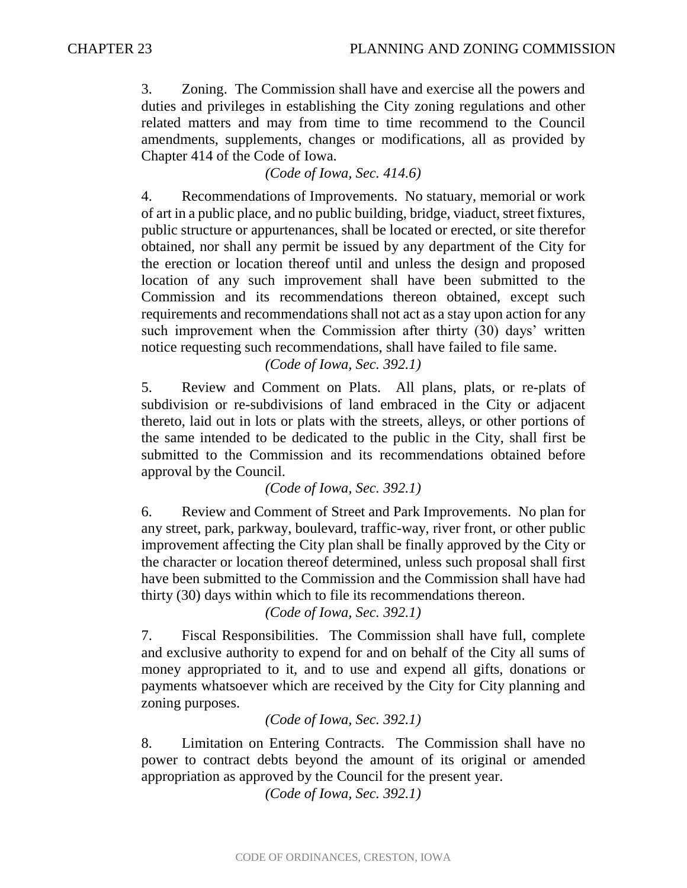3. Zoning. The Commission shall have and exercise all the powers and duties and privileges in establishing the City zoning regulations and other related matters and may from time to time recommend to the Council amendments, supplements, changes or modifications, all as provided by Chapter 414 of the Code of Iowa.

*(Code of Iowa, Sec. 414.6)*

4. Recommendations of Improvements. No statuary, memorial or work of art in a public place, and no public building, bridge, viaduct, street fixtures, public structure or appurtenances, shall be located or erected, or site therefor obtained, nor shall any permit be issued by any department of the City for the erection or location thereof until and unless the design and proposed location of any such improvement shall have been submitted to the Commission and its recommendations thereon obtained, except such requirements and recommendations shall not act as a stay upon action for any such improvement when the Commission after thirty (30) days' written notice requesting such recommendations, shall have failed to file same.

*(Code of Iowa, Sec. 392.1)*

5. Review and Comment on Plats. All plans, plats, or re-plats of subdivision or re-subdivisions of land embraced in the City or adjacent thereto, laid out in lots or plats with the streets, alleys, or other portions of the same intended to be dedicated to the public in the City, shall first be submitted to the Commission and its recommendations obtained before approval by the Council.

*(Code of Iowa, Sec. 392.1)*

6. Review and Comment of Street and Park Improvements. No plan for any street, park, parkway, boulevard, traffic-way, river front, or other public improvement affecting the City plan shall be finally approved by the City or the character or location thereof determined, unless such proposal shall first have been submitted to the Commission and the Commission shall have had thirty (30) days within which to file its recommendations thereon.

*(Code of Iowa, Sec. 392.1)*

7. Fiscal Responsibilities. The Commission shall have full, complete and exclusive authority to expend for and on behalf of the City all sums of money appropriated to it, and to use and expend all gifts, donations or payments whatsoever which are received by the City for City planning and zoning purposes.

*(Code of Iowa, Sec. 392.1)*

8. Limitation on Entering Contracts. The Commission shall have no power to contract debts beyond the amount of its original or amended appropriation as approved by the Council for the present year.

*(Code of Iowa, Sec. 392.1)*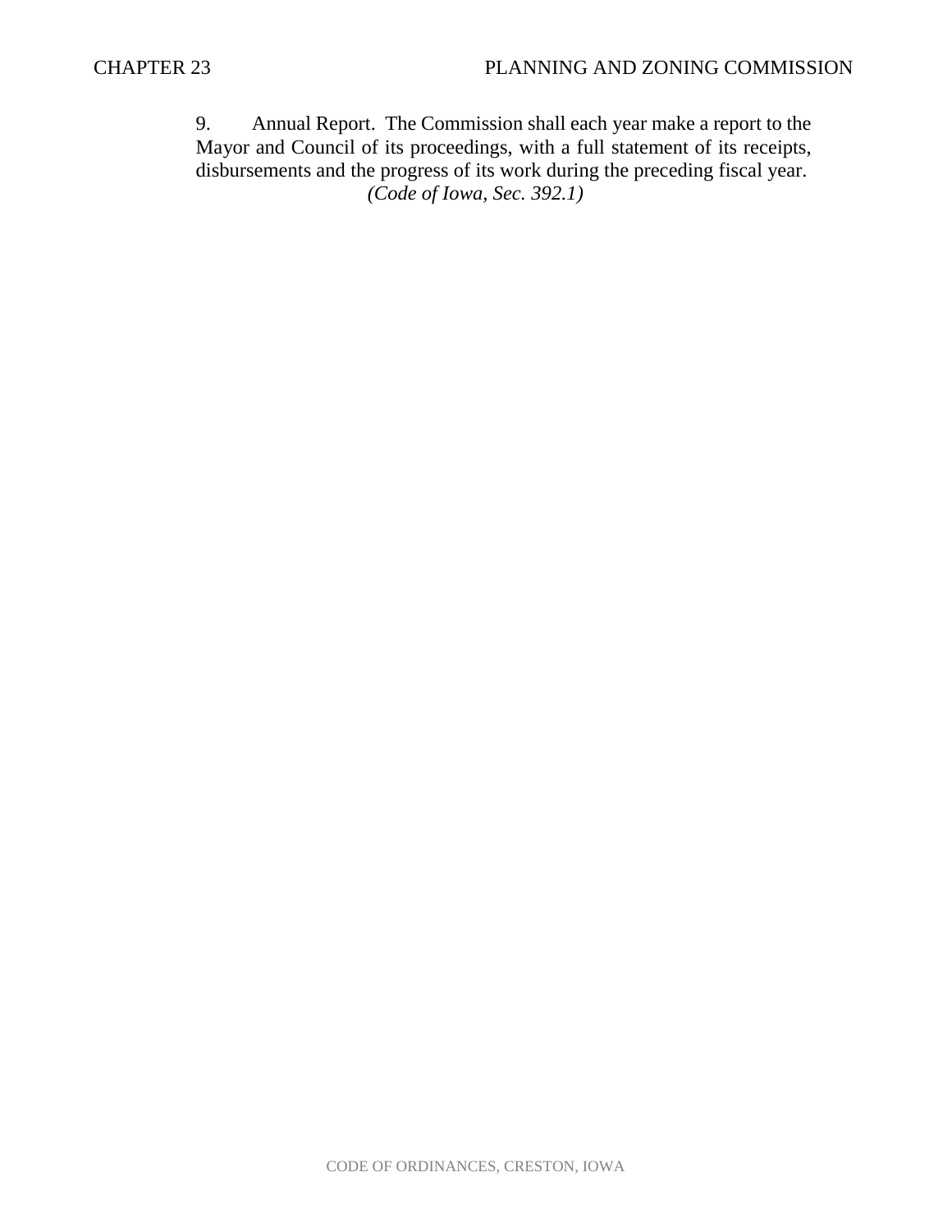9. Annual Report. The Commission shall each year make a report to the Mayor and Council of its proceedings, with a full statement of its receipts, disbursements and the progress of its work during the preceding fiscal year.

*(Code of Iowa, Sec. 392.1)*